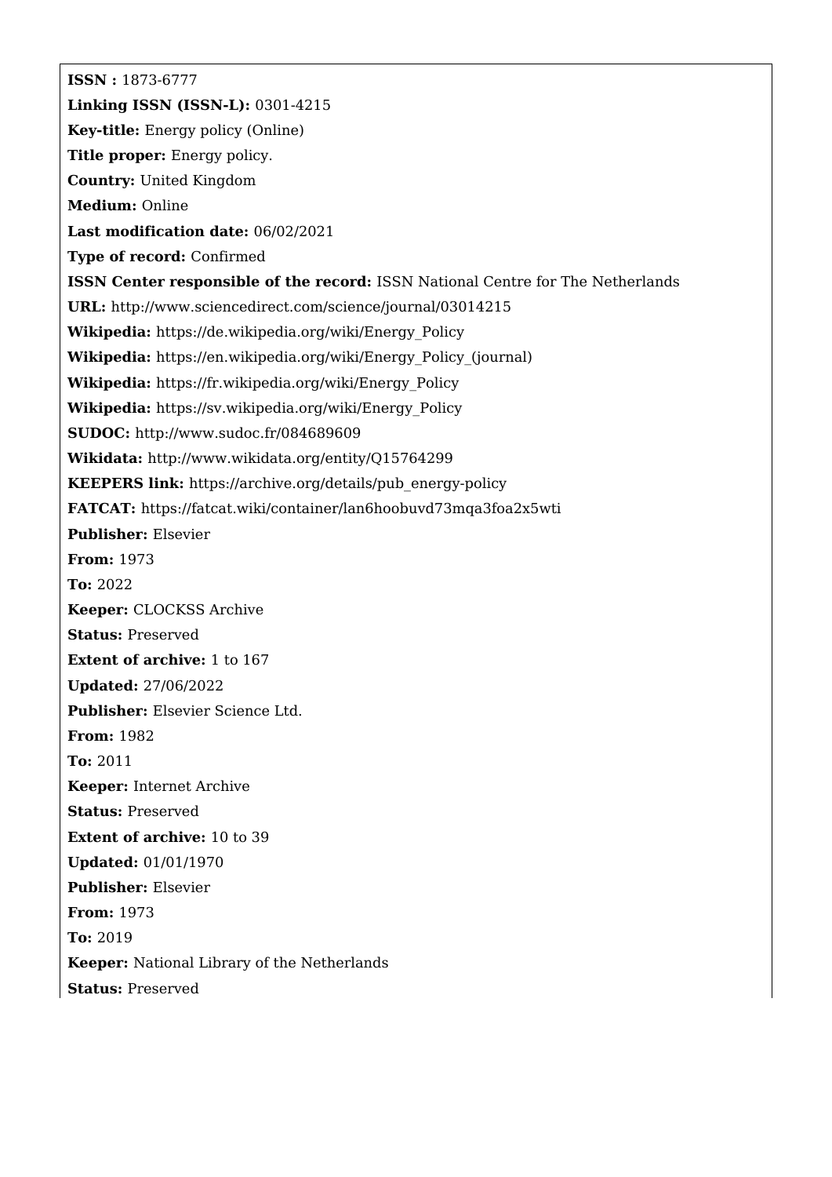**ISSN :** 1873-6777

**Linking ISSN (ISSN-L):** 0301-4215

**Key-title:** Energy policy (Online)

**Title proper:** Energy policy.

**Country:** United Kingdom

**Medium:** Online

**Last modification date:** 06/02/2021

**Type of record:** Confirmed

**ISSN Center responsible of the record:** ISSN National Centre for The Netherlands

**URL:** http://www.sciencedirect.com/science/journal/03014215

**Wikipedia:** https://de.wikipedia.org/wiki/Energy_Policy

**Wikipedia:** https://en.wikipedia.org/wiki/Energy_Policy_(journal)

**Wikipedia:** https://fr.wikipedia.org/wiki/Energy_Policy

**Wikipedia:** https://sv.wikipedia.org/wiki/Energy_Policy

**SUDOC:** http://www.sudoc.fr/084689609

**Wikidata:** http://www.wikidata.org/entity/Q15764299

**KEEPERS link:** https://archive.org/details/pub_energy-policy

**FATCAT:** https://fatcat.wiki/container/lan6hoobuvd73mqa3foa2x5wti

**Publisher:** Elsevier

**From:** 1973

**To:** 2022

**Keeper:** CLOCKSS Archive

**Status:** Preserved

**Extent of archive:** 1 to 167

**Updated:** 27/06/2022

**Publisher:** Elsevier Science Ltd.

**From:** 1982

**To:** 2011

**Keeper:** Internet Archive

**Status:** Preserved

**Extent of archive:** 10 to 39

**Updated:** 01/01/1970

**Publisher:** Elsevier

**From:** 1973

**To:** 2019

**Keeper:** National Library of the Netherlands

**Status:** Preserved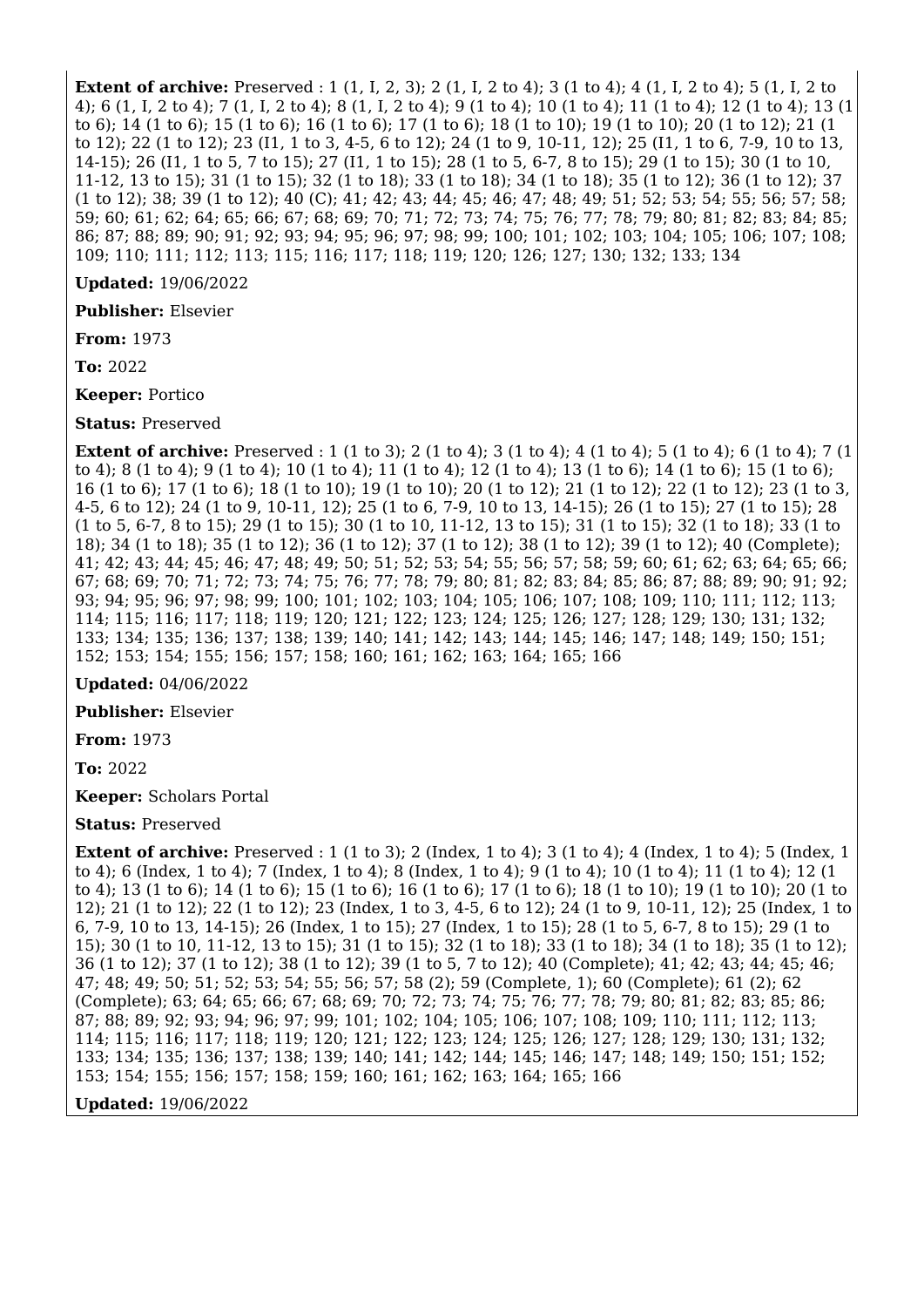**Extent of archive:** Preserved : 1 (1, I, 2, 3); 2 (1, I, 2 to 4); 3 (1 to 4); 4 (1, I, 2 to 4); 5 (1, I, 2 to 4); 6 (1, I, 2 to 4); 7 (1, I, 2 to 4); 8 (1, I, 2 to 4); 9 (1 to 4); 10 (1 to 4); 11 (1 to 4); 12 (1 to 4); 13 (1 to 6); 14 (1 to 6); 15 (1 to 6); 16 (1 to 6); 17 (1 to 6); 18 (1 to 10); 19 (1 to 10); 20 (1 to 12); 21 (1 to 12); 22 (1 to 12); 23 (I1, 1 to 3, 4-5, 6 to 12); 24 (1 to 9, 10-11, 12); 25 (I1, 1 to 6, 7-9, 10 to 13, 14-15); 26 (I1, 1 to 5, 7 to 15); 27 (I1, 1 to 15); 28 (1 to 5, 6-7, 8 to 15); 29 (1 to 15); 30 (1 to 10, 11-12, 13 to 15); 31 (1 to 15); 32 (1 to 18); 33 (1 to 18); 34 (1 to 18); 35 (1 to 12); 36 (1 to 12); 37 (1 to 12); 38; 39 (1 to 12); 40 (C); 41; 42; 43; 44; 45; 46; 47; 48; 49; 51; 52; 53; 54; 55; 56; 57; 58; 59; 60; 61; 62; 64; 65; 66; 67; 68; 69; 70; 71; 72; 73; 74; 75; 76; 77; 78; 79; 80; 81; 82; 83; 84; 85; 86; 87; 88; 89; 90; 91; 92; 93; 94; 95; 96; 97; 98; 99; 100; 101; 102; 103; 104; 105; 106; 107; 108; 109; 110; 111; 112; 113; 115; 116; 117; 118; 119; 120; 126; 127; 130; 132; 133; 134

**Updated:** 19/06/2022

**Publisher:** Elsevier

**From:** 1973

**To:** 2022

**Keeper:** Portico

**Status:** Preserved

**Extent of archive:** Preserved : 1 (1 to 3); 2 (1 to 4); 3 (1 to 4); 4 (1 to 4); 5 (1 to 4); 6 (1 to 4); 7 (1 to 4); 8 (1 to 4); 9 (1 to 4); 10 (1 to 4); 11 (1 to 4); 12 (1 to 4); 13 (1 to 6); 14 (1 to 6); 15 (1 to 6); 16 (1 to 6); 17 (1 to 6); 18 (1 to 10); 19 (1 to 10); 20 (1 to 12); 21 (1 to 12); 22 (1 to 12); 23 (1 to 3, 4-5, 6 to 12); 24 (1 to 9, 10-11, 12); 25 (1 to 6, 7-9, 10 to 13, 14-15); 26 (1 to 15); 27 (1 to 15); 28 (1 to 5, 6-7, 8 to 15); 29 (1 to 15); 30 (1 to 10, 11-12, 13 to 15); 31 (1 to 15); 32 (1 to 18); 33 (1 to 18); 34 (1 to 18); 35 (1 to 12); 36 (1 to 12); 37 (1 to 12); 38 (1 to 12); 39 (1 to 12); 40 (Complete); 41; 42; 43; 44; 45; 46; 47; 48; 49; 50; 51; 52; 53; 54; 55; 56; 57; 58; 59; 60; 61; 62; 63; 64; 65; 66; 67; 68; 69; 70; 71; 72; 73; 74; 75; 76; 77; 78; 79; 80; 81; 82; 83; 84; 85; 86; 87; 88; 89; 90; 91; 92; 93; 94; 95; 96; 97; 98; 99; 100; 101; 102; 103; 104; 105; 106; 107; 108; 109; 110; 111; 112; 113; 114; 115; 116; 117; 118; 119; 120; 121; 122; 123; 124; 125; 126; 127; 128; 129; 130; 131; 132; 133; 134; 135; 136; 137; 138; 139; 140; 141; 142; 143; 144; 145; 146; 147; 148; 149; 150; 151; 152; 153; 154; 155; 156; 157; 158; 160; 161; 162; 163; 164; 165; 166

**Updated:** 04/06/2022

**Publisher:** Elsevier

**From:** 1973

**To:** 2022

**Keeper:** Scholars Portal

**Status:** Preserved

**Extent of archive:** Preserved : 1 (1 to 3); 2 (Index, 1 to 4); 3 (1 to 4); 4 (Index, 1 to 4); 5 (Index, 1 to 4); 6 (Index, 1 to 4); 7 (Index, 1 to 4); 8 (Index, 1 to 4); 9 (1 to 4); 10 (1 to 4); 11 (1 to 4); 12 (1 to 4); 13 (1 to 6); 14 (1 to 6); 15 (1 to 6); 16 (1 to 6); 17 (1 to 6); 18 (1 to 10); 19 (1 to 10); 20 (1 to 12); 21 (1 to 12); 22 (1 to 12); 23 (Index, 1 to 3, 4-5, 6 to 12); 24 (1 to 9, 10-11, 12); 25 (Index, 1 to 6, 7-9, 10 to 13, 14-15); 26 (Index, 1 to 15); 27 (Index, 1 to 15); 28 (1 to 5, 6-7, 8 to 15); 29 (1 to 15); 30 (1 to 10, 11-12, 13 to 15); 31 (1 to 15); 32 (1 to 18); 33 (1 to 18); 34 (1 to 18); 35 (1 to 12); 36 (1 to 12); 37 (1 to 12); 38 (1 to 12); 39 (1 to 5, 7 to 12); 40 (Complete); 41; 42; 43; 44; 45; 46; 47; 48; 49; 50; 51; 52; 53; 54; 55; 56; 57; 58 (2); 59 (Complete, 1); 60 (Complete); 61 (2); 62 (Complete); 63; 64; 65; 66; 67; 68; 69; 70; 72; 73; 74; 75; 76; 77; 78; 79; 80; 81; 82; 83; 85; 86; 87; 88; 89; 92; 93; 94; 96; 97; 99; 101; 102; 104; 105; 106; 107; 108; 109; 110; 111; 112; 113; 114; 115; 116; 117; 118; 119; 120; 121; 122; 123; 124; 125; 126; 127; 128; 129; 130; 131; 132; 133; 134; 135; 136; 137; 138; 139; 140; 141; 142; 144; 145; 146; 147; 148; 149; 150; 151; 152; 153; 154; 155; 156; 157; 158; 159; 160; 161; 162; 163; 164; 165; 166

**Updated:** 19/06/2022